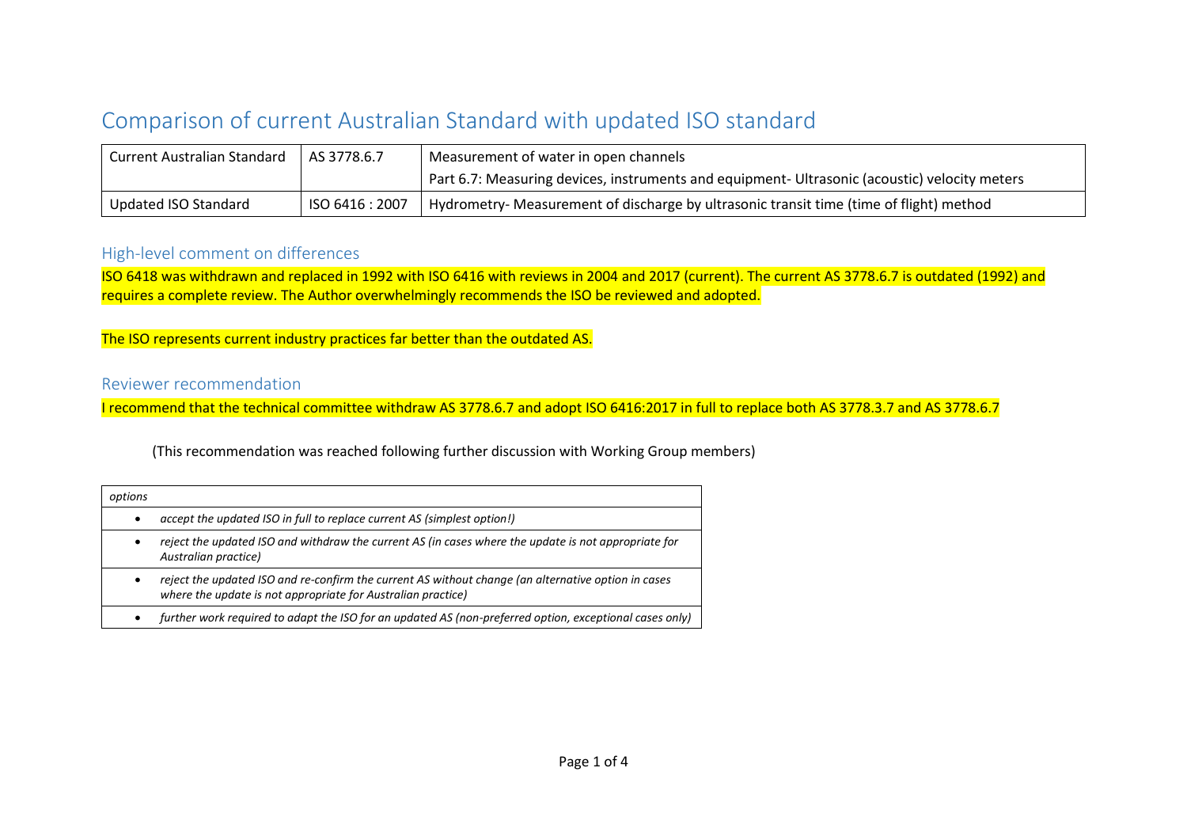# Comparison of current Australian Standard with updated ISO standard

| Current Australian Standard | AS 3778.6.7 | Measurement of water in open channels<br>Part 6.7: Measuring devices, instruments and equipment- Ultrasonic (acoustic) velocity meters |
|---|---|---|
| Updated ISO Standard | ISO 6416 : 2007 | Hydrometry- Measurement of discharge by ultrasonic transit time (time of flight) method |

## High-level comment on differences

ISO 6418 was withdrawn and replaced in 1992 with ISO 6416 with reviews in 2004 and 2017 (current). The current AS 3778.6.7 is outdated (1992) and requires a complete review. The Author overwhelmingly recommends the ISO be reviewed and adopted.

The ISO represents current industry practices far better than the outdated AS.

## Reviewer recommendation

I recommend that the technical committee withdraw AS 3778.6.7 and adopt ISO 6416:2017 in full to replace both AS 3778.3.7 and AS 3778.6.7

(This recommendation was reached following further discussion with Working Group members)

| *options* |
|---|
| • *accept the updated ISO in full to replace current AS (simplest option!)* |
| • *reject the updated ISO and withdraw the current AS (in cases where the update is not appropriate for Australian practice)* |
| • *reject the updated ISO and re-confirm the current AS without change (an alternative option in cases where the update is not appropriate for Australian practice)* |
| • *further work required to adapt the ISO for an updated AS (non-preferred option, exceptional cases only)* |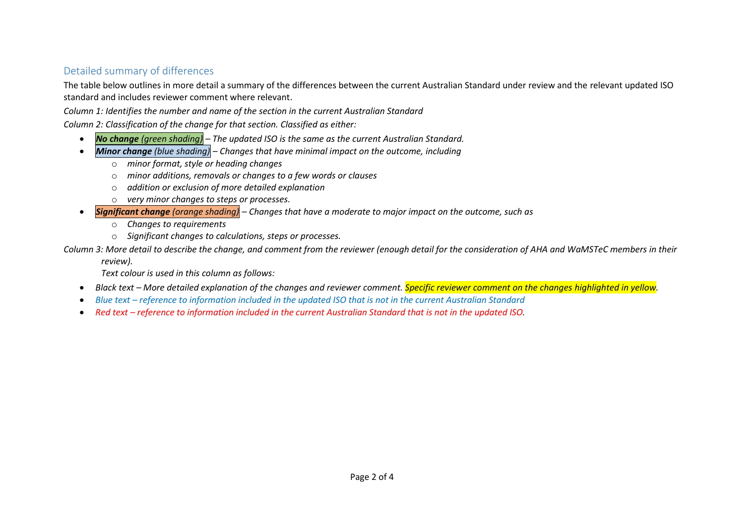## Detailed summary of differences

The table below outlines in more detail a summary of the differences between the current Australian Standard under review and the relevant updated ISO standard and includes reviewer comment where relevant.

*Column 1: Identifies the number and name of the section in the current Australian Standard*

*Column 2: Classification of the change for that section. Classified as either:*

- ***No change** (green shading)* – *The updated ISO is the same as the current Australian Standard.*
- ***Minor change** (blue shading)* – *Changes that have minimal impact on the outcome, including*
  - *minor format, style or heading changes*
  - *minor additions, removals or changes to a few words or clauses*
  - *addition or exclusion of more detailed explanation*
  - *very minor changes to steps or processes.*
- ***Significant change** (orange shading)* – *Changes that have a moderate to major impact on the outcome, such as*
  - *Changes to requirements*
  - *Significant changes to calculations, steps or processes.*

*Column 3: More detail to describe the change, and comment from the reviewer (enough detail for the consideration of AHA and WaMSTeC members in their review).*

*Text colour is used in this column as follows:*

- *Black text – More detailed explanation of the changes and reviewer comment. Specific reviewer comment on the changes highlighted in yellow.*
- *Blue text – reference to information included in the updated ISO that is not in the current Australian Standard*
- *Red text – reference to information included in the current Australian Standard that is not in the updated ISO.*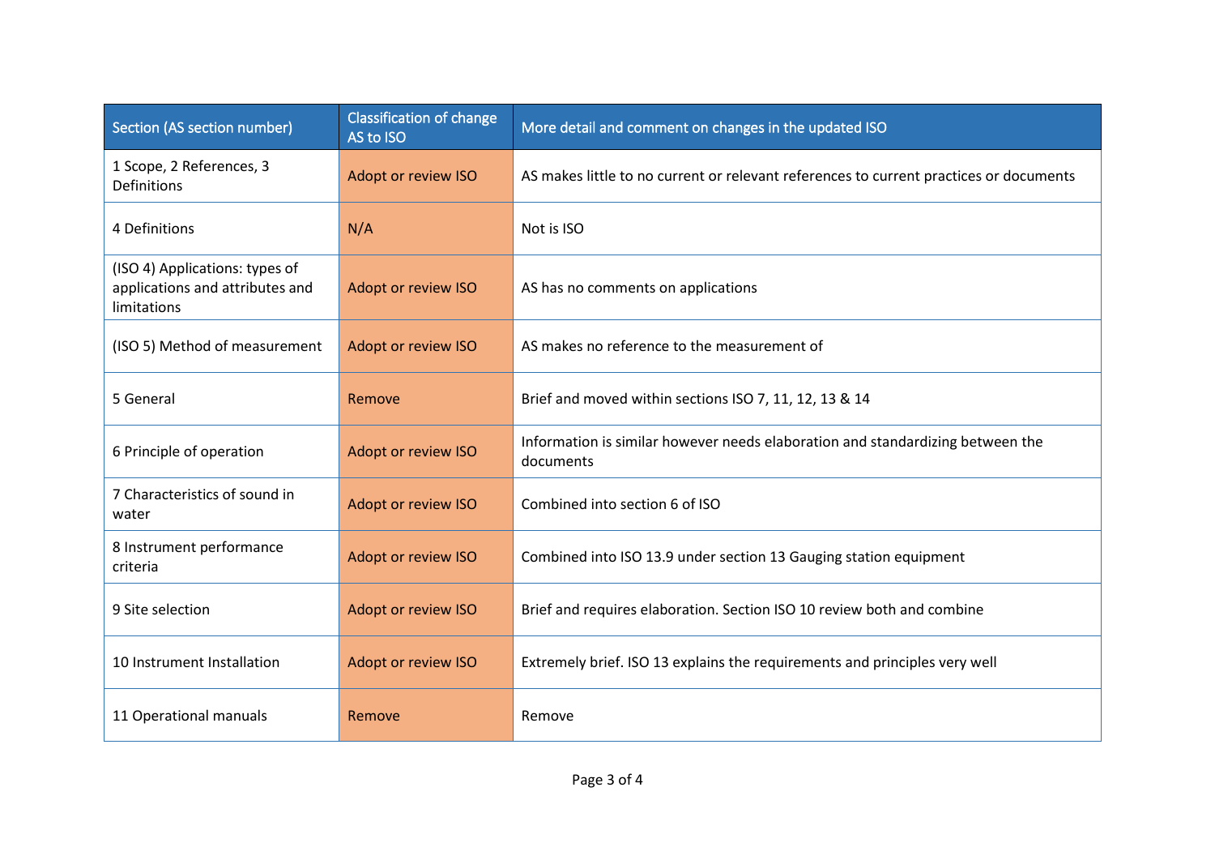| Section (AS section number) | Classification of change AS to ISO | More detail and comment on changes in the updated ISO |
|---|---|---|
| 1 Scope, 2 References, 3 Definitions | Adopt or review ISO | AS makes little to no current or relevant references to current practices or documents |
| 4 Definitions | N/A | Not is ISO |
| (ISO 4) Applications: types of applications and attributes and limitations | Adopt or review ISO | AS has no comments on applications |
| (ISO 5) Method of measurement | Adopt or review ISO | AS makes no reference to the measurement of |
| 5 General | Remove | Brief and moved within sections ISO 7, 11, 12, 13 & 14 |
| 6 Principle of operation | Adopt or review ISO | Information is similar however needs elaboration and standardizing between the documents |
| 7 Characteristics of sound in water | Adopt or review ISO | Combined into section 6 of ISO |
| 8 Instrument performance criteria | Adopt or review ISO | Combined into ISO 13.9 under section 13 Gauging station equipment |
| 9 Site selection | Adopt or review ISO | Brief and requires elaboration. Section ISO 10 review both and combine |
| 10 Instrument Installation | Adopt or review ISO | Extremely brief. ISO 13 explains the requirements and principles very well |
| 11 Operational manuals | Remove | Remove |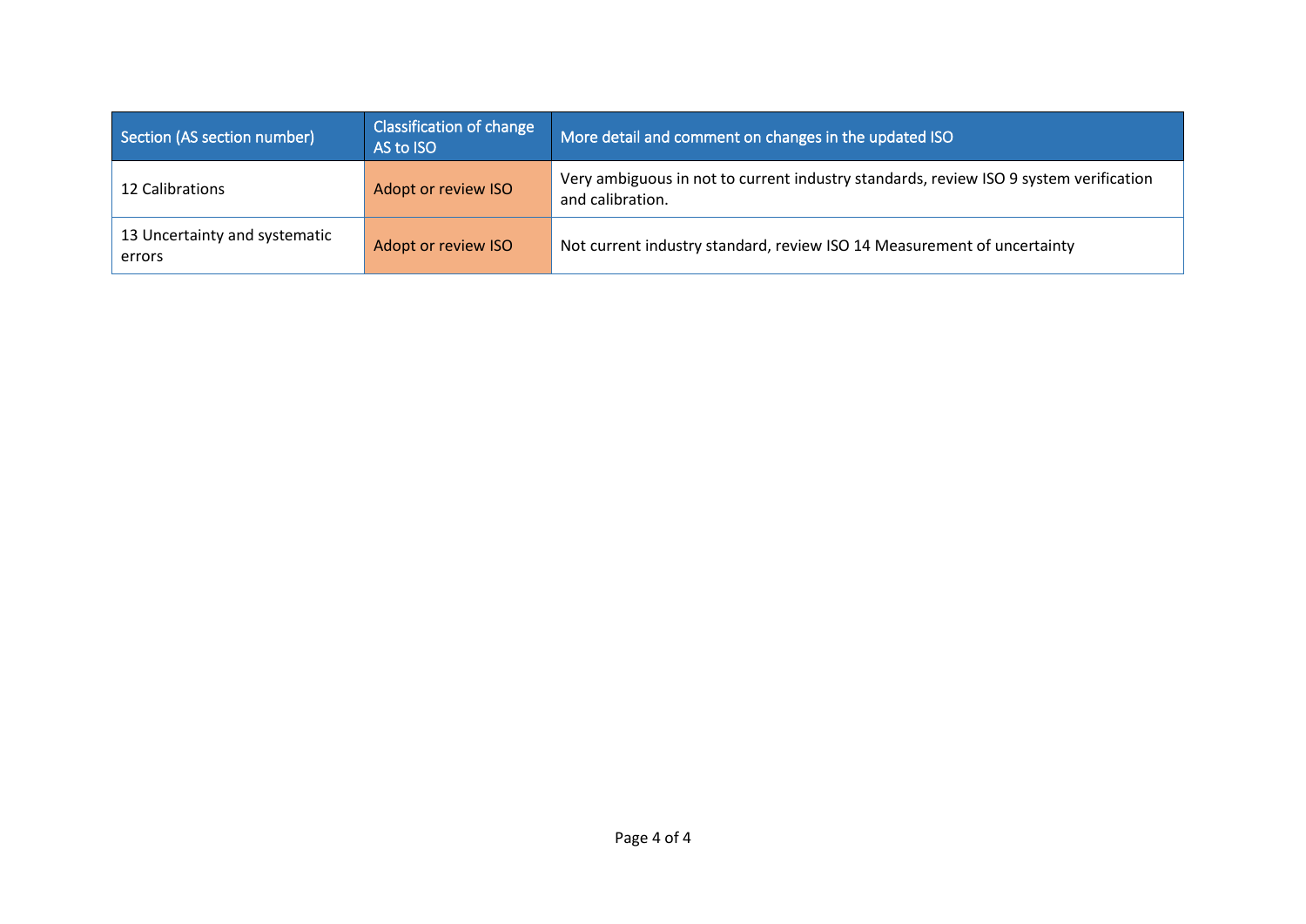| Section (AS section number) | Classification of change AS to ISO | More detail and comment on changes in the updated ISO |
| --- | --- | --- |
| 12 Calibrations | Adopt or review ISO | Very ambiguous in not to current industry standards, review ISO 9 system verification and calibration. |
| 13 Uncertainty and systematic errors | Adopt or review ISO | Not current industry standard, review ISO 14 Measurement of uncertainty |